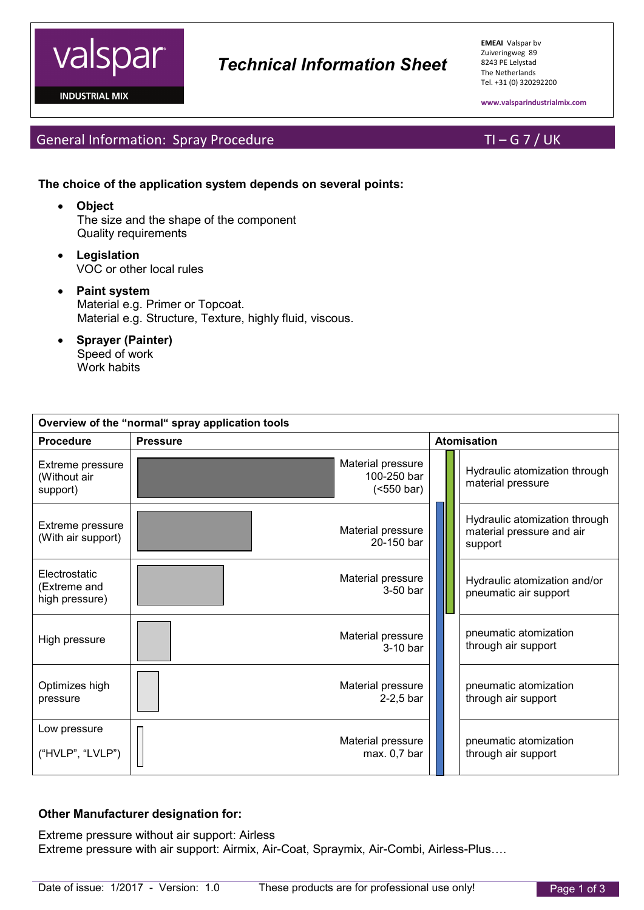valspar

INDUSTRIAL MIX

# Technical Information Sheet

**EMEAI** Valspar bv
Zuiveringweg 89
8243 PE Lelystad
The Netherlands
Tel. +31 (0) 320292200

www.valsparindustrialmix.com

## General Information: Spray Procedure

TI – G 7 / UK

**The choice of the application system depends on several points:**

- **Object**
  The size and the shape of the component
  Quality requirements
- **Legislation**
  VOC or other local rules
- **Paint system**
  Material e.g. Primer or Topcoat.
  Material e.g. Structure, Texture, highly fluid, viscous.
- **Sprayer (Painter)**
  Speed of work
  Work habits

| Overview of the "normal" spray application tools | | |
|---|---|---|
| **Procedure** | **Pressure** | **Atomisation** |
| Extreme pressure (Without air support) | Material pressure 100-250 bar (<550 bar) | Hydraulic atomization through material pressure |
| Extreme pressure (With air support) | Material pressure 20-150 bar | Hydraulic atomization through material pressure and air support |
| Electrostatic (Extreme and high pressure) | Material pressure 3-50 bar | Hydraulic atomization and/or pneumatic air support |
| High pressure | Material pressure 3-10 bar | pneumatic atomization through air support |
| Optimizes high pressure | Material pressure 2-2,5 bar | pneumatic atomization through air support |
| Low pressure ("HVLP", "LVLP") | Material pressure max. 0,7 bar | pneumatic atomization through air support |

**Other Manufacturer designation for:**

Extreme pressure without air support: Airless
Extreme pressure with air support: Airmix, Air-Coat, Spraymix, Air-Combi, Airless-Plus….

Date of issue: 1/2017 - Version: 1.0 These products are for professional use only!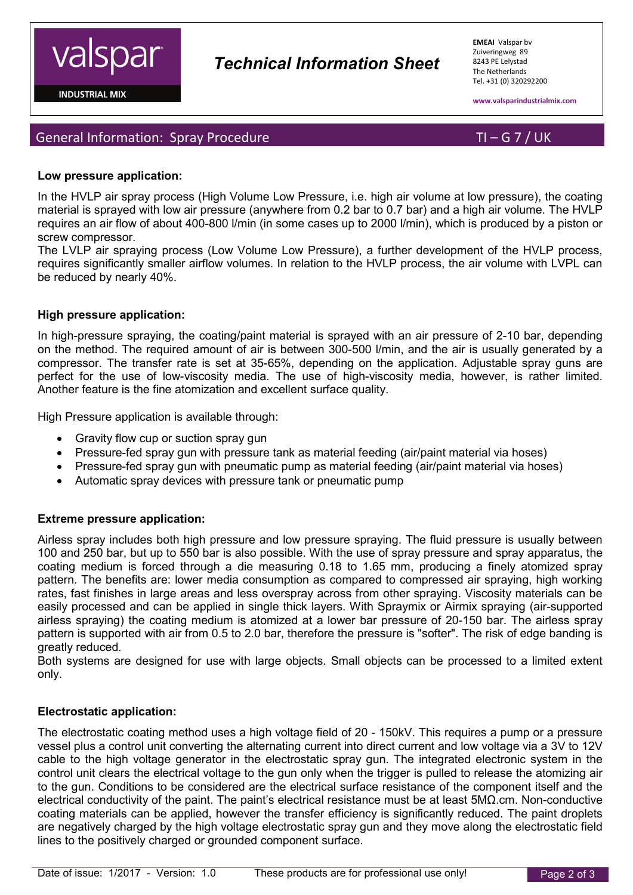## General Information: Spray Procedure

TI – G 7 / UK

### Low pressure application:

In the HVLP air spray process (High Volume Low Pressure, i.e. high air volume at low pressure), the coating material is sprayed with low air pressure (anywhere from 0.2 bar to 0.7 bar) and a high air volume. The HVLP requires an air flow of about 400-800 l/min (in some cases up to 2000 l/min), which is produced by a piston or screw compressor.
The LVLP air spraying process (Low Volume Low Pressure), a further development of the HVLP process, requires significantly smaller airflow volumes. In relation to the HVLP process, the air volume with LVPL can be reduced by nearly 40%.

### High pressure application:

In high-pressure spraying, the coating/paint material is sprayed with an air pressure of 2-10 bar, depending on the method. The required amount of air is between 300-500 l/min, and the air is usually generated by a compressor. The transfer rate is set at 35-65%, depending on the application. Adjustable spray guns are perfect for the use of low-viscosity media. The use of high-viscosity media, however, is rather limited. Another feature is the fine atomization and excellent surface quality.

High Pressure application is available through:

- Gravity flow cup or suction spray gun
- Pressure-fed spray gun with pressure tank as material feeding (air/paint material via hoses)
- Pressure-fed spray gun with pneumatic pump as material feeding (air/paint material via hoses)
- Automatic spray devices with pressure tank or pneumatic pump

### Extreme pressure application:

Airless spray includes both high pressure and low pressure spraying. The fluid pressure is usually between 100 and 250 bar, but up to 550 bar is also possible. With the use of spray pressure and spray apparatus, the coating medium is forced through a die measuring 0.18 to 1.65 mm, producing a finely atomized spray pattern. The benefits are: lower media consumption as compared to compressed air spraying, high working rates, fast finishes in large areas and less overspray across from other spraying. Viscosity materials can be easily processed and can be applied in single thick layers. With Spraymix or Airmix spraying (air-supported airless spraying) the coating medium is atomized at a lower bar pressure of 20-150 bar. The airless spray pattern is supported with air from 0.5 to 2.0 bar, therefore the pressure is "softer". The risk of edge banding is greatly reduced.
Both systems are designed for use with large objects. Small objects can be processed to a limited extent only.

### Electrostatic application:

The electrostatic coating method uses a high voltage field of 20 - 150kV. This requires a pump or a pressure vessel plus a control unit converting the alternating current into direct current and low voltage via a 3V to 12V cable to the high voltage generator in the electrostatic spray gun. The integrated electronic system in the control unit clears the electrical voltage to the gun only when the trigger is pulled to release the atomizing air to the gun. Conditions to be considered are the electrical surface resistance of the component itself and the electrical conductivity of the paint. The paint's electrical resistance must be at least 5MΩ.cm. Non-conductive coating materials can be applied, however the transfer efficiency is significantly reduced. The paint droplets are negatively charged by the high voltage electrostatic spray gun and they move along the electrostatic field lines to the positively charged or grounded component surface.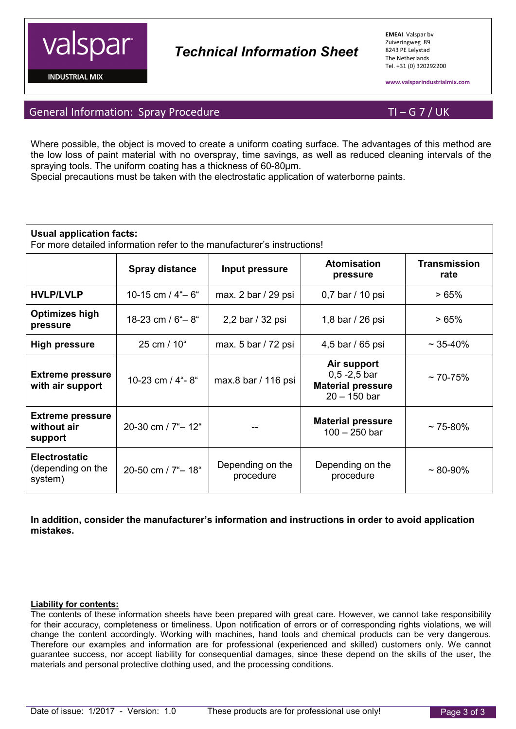## General Information: Spray Procedure

TI – G 7 / UK

Where possible, the object is moved to create a uniform coating surface. The advantages of this method are the low loss of paint material with no overspray, time savings, as well as reduced cleaning intervals of the spraying tools. The uniform coating has a thickness of 60-80µm.
Special precautions must be taken with the electrostatic application of waterborne paints.

**Usual application facts:**
For more detailed information refer to the manufacturer's instructions!

| | Spray distance | Input pressure | Atomisation pressure | Transmission rate |
|---|---|---|---|---|
| **HVLP/LVLP** | 10-15 cm / 4"– 6" | max. 2 bar / 29 psi | 0,7 bar / 10 psi | > 65% |
| **Optimizes high pressure** | 18-23 cm / 6"– 8" | 2,2 bar / 32 psi | 1,8 bar / 26 psi | > 65% |
| **High pressure** | 25 cm / 10" | max. 5 bar / 72 psi | 4,5 bar / 65 psi | ~ 35-40% |
| **Extreme pressure with air support** | 10-23 cm / 4"- 8" | max.8 bar / 116 psi | **Air support** 0,5 -2,5 bar **Material pressure** 20 – 150 bar | ~ 70-75% |
| **Extreme pressure without air support** | 20-30 cm / 7"– 12" | -- | **Material pressure** 100 – 250 bar | ~ 75-80% |
| **Electrostatic** (depending on the system) | 20-50 cm / 7"– 18" | Depending on the procedure | Depending on the procedure | ~ 80-90% |

**In addition, consider the manufacturer's information and instructions in order to avoid application mistakes.**

**Liability for contents:**
The contents of these information sheets have been prepared with great care. However, we cannot take responsibility for their accuracy, completeness or timeliness. Upon notification of errors or of corresponding rights violations, we will change the content accordingly. Working with machines, hand tools and chemical products can be very dangerous. Therefore our examples and information are for professional (experienced and skilled) customers only. We cannot guarantee success, nor accept liability for consequential damages, since these depend on the skills of the user, the materials and personal protective clothing used, and the processing conditions.

Date of issue: 1/2017 - Version: 1.0 These products are for professional use only!